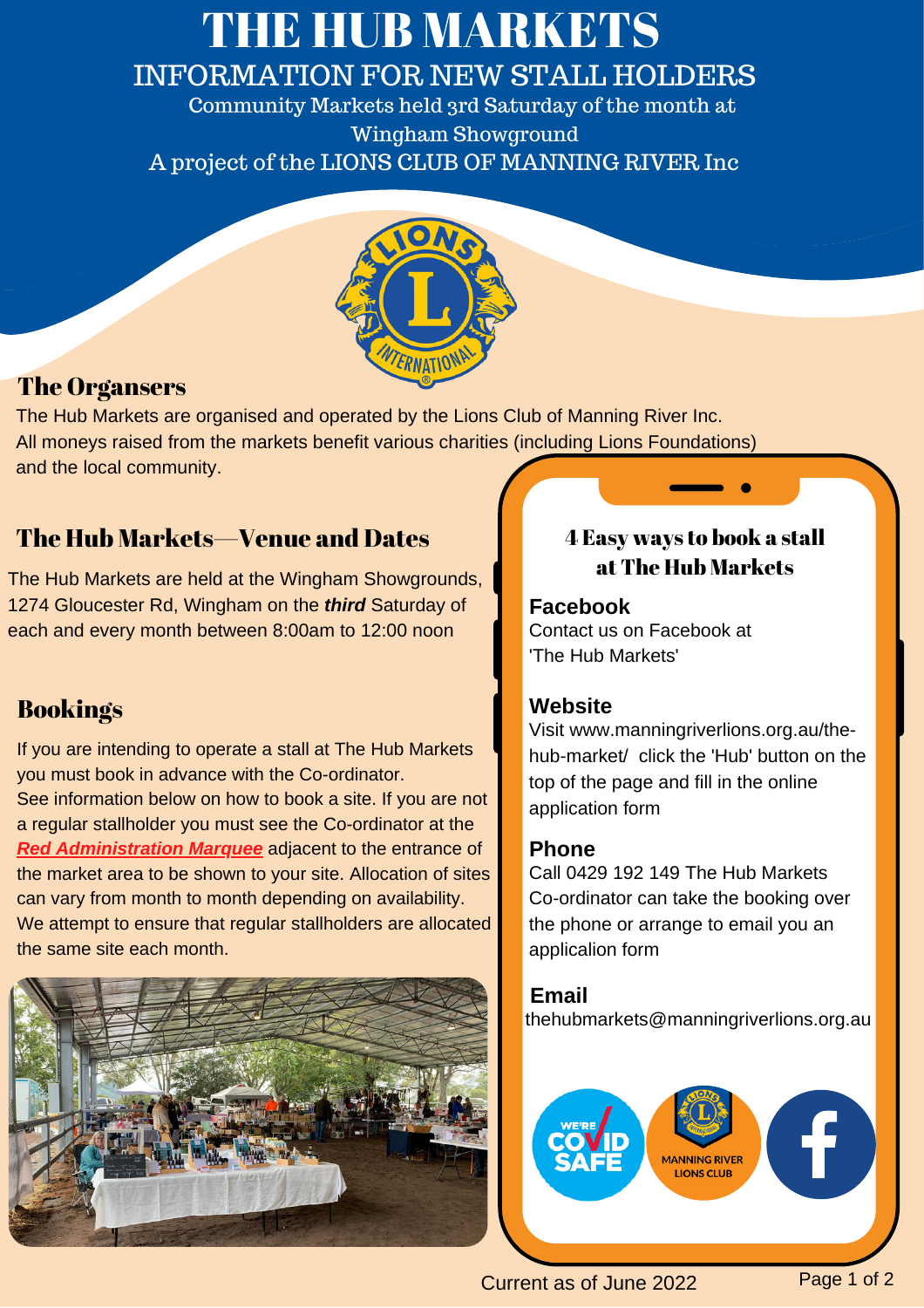# THE HUB MARKETS

## INFORMATION FOR NEW STALL HOLDERS

Community Markets held 3rd Saturday of the month at Wingham Showground

A project of the LIONS CLUB OF MANNING RIVER Inc

## The Organsers

The Hub Markets are organised and operated by the Lions Club of Manning River Inc. All moneys raised from the markets benefit various charities (including Lions Foundations) and the local community.

## The Hub Markets—Venue and Dates

The Hub Markets are held at the Wingham Showgrounds, 1274 Gloucester Rd, Wingham on the ***third*** Saturday of each and every month between 8:00am to 12:00 noon

## Bookings

If you are intending to operate a stall at The Hub Markets you must book in advance with the Co-ordinator. See information below on how to book a site. If you are not a regular stallholder you must see the Co-ordinator at the ***Red Administration Marquee*** adjacent to the entrance of the market area to be shown to your site. Allocation of sites can vary from month to month depending on availability. We attempt to ensure that regular stallholders are allocated the same site each month.

## 4 Easy ways to book a stall at The Hub Markets

**Facebook**

Contact us on Facebook at 'The Hub Markets'

**Website**

Visit www.manningriverlions.org.au/the-hub-market/ click the 'Hub' button on the top of the page and fill in the online application form

**Phone**

Call 0429 192 149 The Hub Markets Co-ordinator can take the booking over the phone or arrange to email you an applicalion form

**Email**

thehubmarkets@manningriverlions.org.au

WE'RE COVID SAFE

MANNING RIVER LIONS CLUB

Current as of June 2022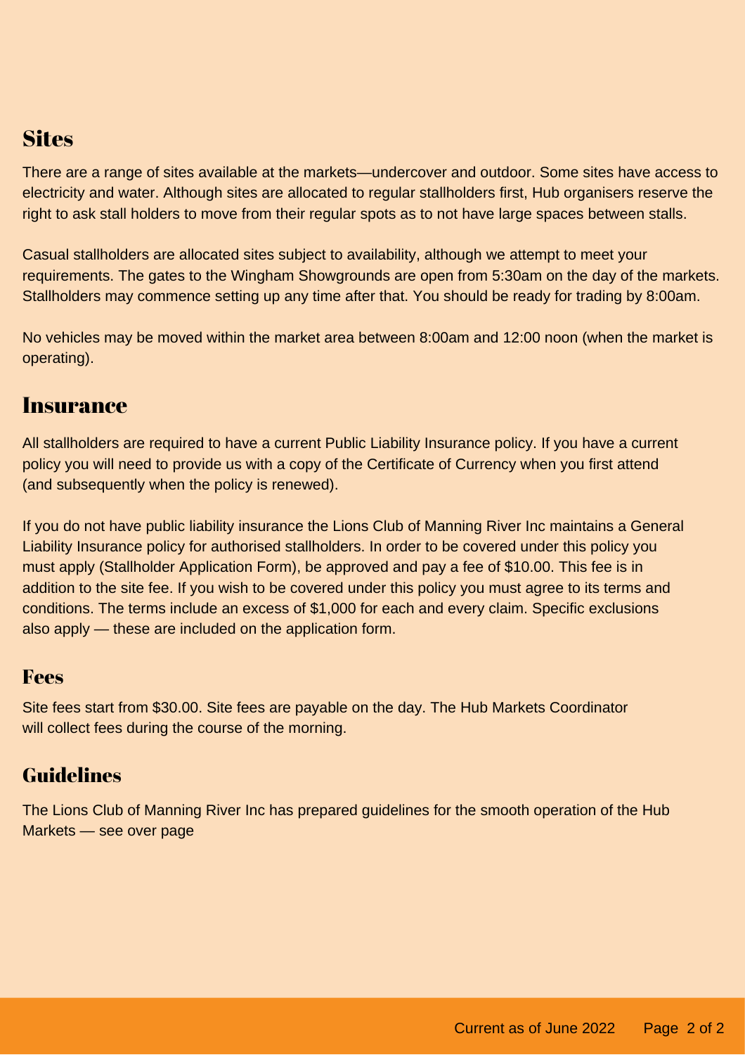## Sites

There are a range of sites available at the markets—undercover and outdoor. Some sites have access to electricity and water. Although sites are allocated to regular stallholders first, Hub organisers reserve the right to ask stall holders to move from their regular spots as to not have large spaces between stalls.

Casual stallholders are allocated sites subject to availability, although we attempt to meet your requirements. The gates to the Wingham Showgrounds are open from 5:30am on the day of the markets. Stallholders may commence setting up any time after that. You should be ready for trading by 8:00am.

No vehicles may be moved within the market area between 8:00am and 12:00 noon (when the market is operating).

## Insurance

All stallholders are required to have a current Public Liability Insurance policy. If you have a current policy you will need to provide us with a copy of the Certificate of Currency when you first attend (and subsequently when the policy is renewed).

If you do not have public liability insurance the Lions Club of Manning River Inc maintains a General Liability Insurance policy for authorised stallholders. In order to be covered under this policy you must apply (Stallholder Application Form), be approved and pay a fee of $10.00. This fee is in addition to the site fee. If you wish to be covered under this policy you must agree to its terms and conditions. The terms include an excess of $1,000 for each and every claim. Specific exclusions also apply — these are included on the application form.

## Fees

Site fees start from $30.00. Site fees are payable on the day. The Hub Markets Coordinator will collect fees during the course of the morning.

## Guidelines

The Lions Club of Manning River Inc has prepared guidelines for the smooth operation of the Hub Markets — see over page

Current as of June 2022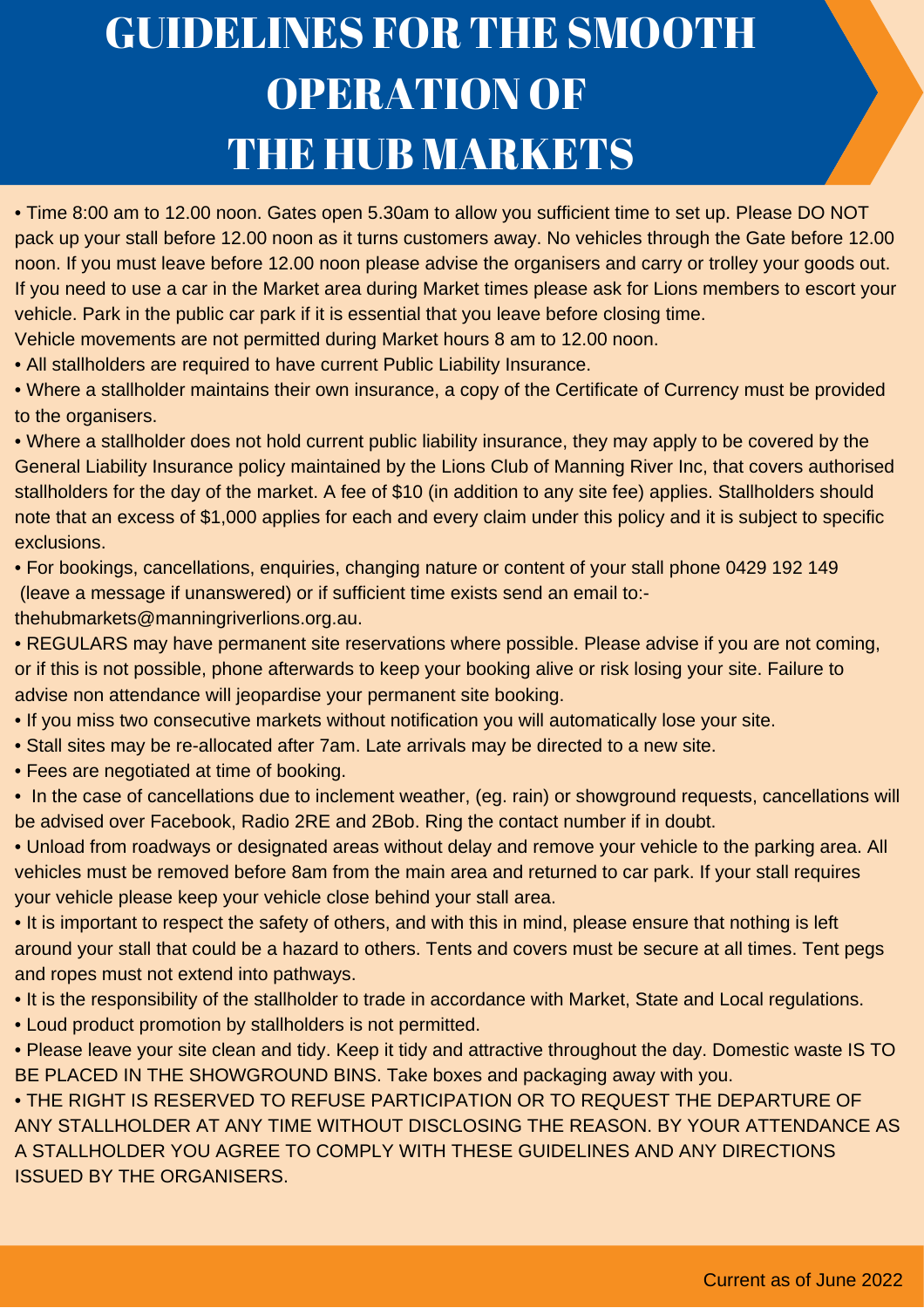# GUIDELINES FOR THE SMOOTH OPERATION OF THE HUB MARKETS

- Time 8:00 am to 12.00 noon. Gates open 5.30am to allow you sufficient time to set up. Please DO NOT pack up your stall before 12.00 noon as it turns customers away. No vehicles through the Gate before 12.00 noon. If you must leave before 12.00 noon please advise the organisers and carry or trolley your goods out. If you need to use a car in the Market area during Market times please ask for Lions members to escort your vehicle. Park in the public car park if it is essential that you leave before closing time.
  Vehicle movements are not permitted during Market hours 8 am to 12.00 noon.
- All stallholders are required to have current Public Liability Insurance.
- Where a stallholder maintains their own insurance, a copy of the Certificate of Currency must be provided to the organisers.
- Where a stallholder does not hold current public liability insurance, they may apply to be covered by the General Liability Insurance policy maintained by the Lions Club of Manning River Inc, that covers authorised stallholders for the day of the market. A fee of $10 (in addition to any site fee) applies. Stallholders should note that an excess of $1,000 applies for each and every claim under this policy and it is subject to specific exclusions.
- For bookings, cancellations, enquiries, changing nature or content of your stall phone 0429 192 149 (leave a message if unanswered) or if sufficient time exists send an email to:- thehubmarkets@manningriverlions.org.au.
- REGULARS may have permanent site reservations where possible. Please advise if you are not coming, or if this is not possible, phone afterwards to keep your booking alive or risk losing your site. Failure to advise non attendance will jeopardise your permanent site booking.
- If you miss two consecutive markets without notification you will automatically lose your site.
- Stall sites may be re-allocated after 7am. Late arrivals may be directed to a new site.
- Fees are negotiated at time of booking.
- In the case of cancellations due to inclement weather, (eg. rain) or showground requests, cancellations will be advised over Facebook, Radio 2RE and 2Bob. Ring the contact number if in doubt.
- Unload from roadways or designated areas without delay and remove your vehicle to the parking area. All vehicles must be removed before 8am from the main area and returned to car park. If your stall requires your vehicle please keep your vehicle close behind your stall area.
- It is important to respect the safety of others, and with this in mind, please ensure that nothing is left around your stall that could be a hazard to others. Tents and covers must be secure at all times. Tent pegs and ropes must not extend into pathways.
- It is the responsibility of the stallholder to trade in accordance with Market, State and Local regulations.
- Loud product promotion by stallholders is not permitted.
- Please leave your site clean and tidy. Keep it tidy and attractive throughout the day. Domestic waste IS TO BE PLACED IN THE SHOWGROUND BINS. Take boxes and packaging away with you.
- THE RIGHT IS RESERVED TO REFUSE PARTICIPATION OR TO REQUEST THE DEPARTURE OF ANY STALLHOLDER AT ANY TIME WITHOUT DISCLOSING THE REASON. BY YOUR ATTENDANCE AS A STALLHOLDER YOU AGREE TO COMPLY WITH THESE GUIDELINES AND ANY DIRECTIONS ISSUED BY THE ORGANISERS.

Current as of June 2022